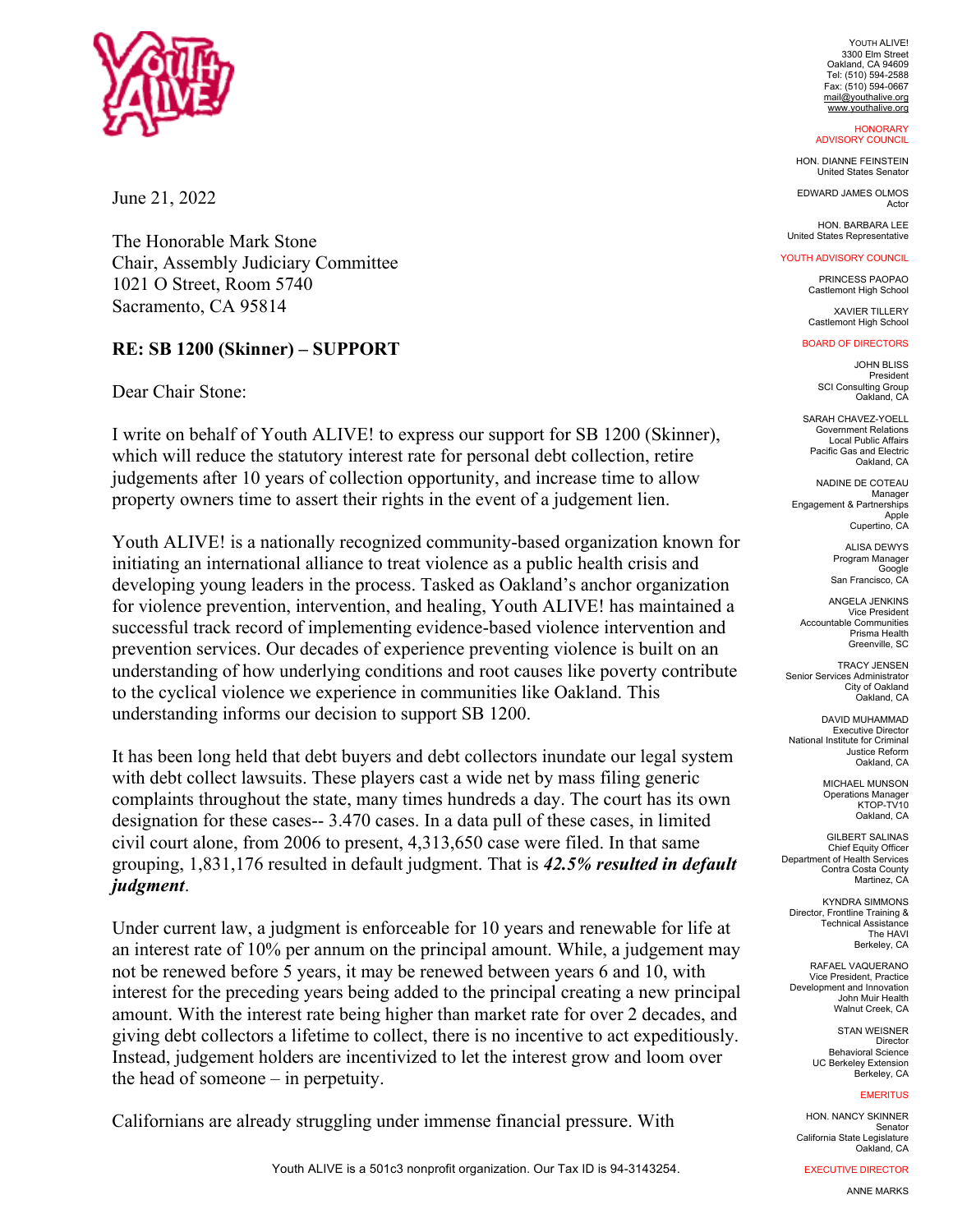June 21, 2022

The Honorable Mark Stone
Chair, Assembly Judiciary Committee
1021 O Street, Room 5740
Sacramento, CA 95814

**RE: SB 1200 (Skinner) – SUPPORT**

Dear Chair Stone:

I write on behalf of Youth ALIVE! to express our support for SB 1200 (Skinner), which will reduce the statutory interest rate for personal debt collection, retire judgements after 10 years of collection opportunity, and increase time to allow property owners time to assert their rights in the event of a judgement lien.

Youth ALIVE! is a nationally recognized community-based organization known for initiating an international alliance to treat violence as a public health crisis and developing young leaders in the process. Tasked as Oakland's anchor organization for violence prevention, intervention, and healing, Youth ALIVE! has maintained a successful track record of implementing evidence-based violence intervention and prevention services. Our decades of experience preventing violence is built on an understanding of how underlying conditions and root causes like poverty contribute to the cyclical violence we experience in communities like Oakland. This understanding informs our decision to support SB 1200.

It has been long held that debt buyers and debt collectors inundate our legal system with debt collect lawsuits. These players cast a wide net by mass filing generic complaints throughout the state, many times hundreds a day. The court has its own designation for these cases-- 3.470 cases. In a data pull of these cases, in limited civil court alone, from 2006 to present, 4,313,650 case were filed. In that same grouping, 1,831,176 resulted in default judgment. That is ***42.5% resulted in default judgment***.

Under current law, a judgment is enforceable for 10 years and renewable for life at an interest rate of 10% per annum on the principal amount. While, a judgement may not be renewed before 5 years, it may be renewed between years 6 and 10, with interest for the preceding years being added to the principal creating a new principal amount. With the interest rate being higher than market rate for over 2 decades, and giving debt collectors a lifetime to collect, there is no incentive to act expeditiously. Instead, judgement holders are incentivized to let the interest grow and loom over the head of someone – in perpetuity.

Californians are already struggling under immense financial pressure. With

YOUTH ALIVE!
3300 Elm Street
Oakland, CA 94609
Tel: (510) 594-2588
Fax: (510) 594-0667
mail@youthalive.org
www.youthalive.org

HONORARY ADVISORY COUNCIL

HON. DIANNE FEINSTEIN
United States Senator

EDWARD JAMES OLMOS
Actor

HON. BARBARA LEE
United States Representative

YOUTH ADVISORY COUNCIL

PRINCESS PAOPAO
Castlemont High School

XAVIER TILLERY
Castlemont High School

BOARD OF DIRECTORS

JOHN BLISS
President
SCI Consulting Group
Oakland, CA

SARAH CHAVEZ-YOELL
Government Relations
Local Public Affairs
Pacific Gas and Electric
Oakland, CA

NADINE DE COTEAU
Manager
Engagement & Partnerships
Apple
Cupertino, CA

ALISA DEWYS
Program Manager
Google
San Francisco, CA

ANGELA JENKINS
Vice President
Accountable Communities
Prisma Health
Greenville, SC

TRACY JENSEN
Senior Services Administrator
City of Oakland
Oakland, CA

DAVID MUHAMMAD
Executive Director
National Institute for Criminal Justice Reform
Oakland, CA

MICHAEL MUNSON
Operations Manager
KTOP-TV10
Oakland, CA

GILBERT SALINAS
Chief Equity Officer
Department of Health Services
Contra Costa County
Martinez, CA

KYNDRA SIMMONS
Director, Frontline Training & Technical Assistance
The HAVI
Berkeley, CA

RAFAEL VAQUERANO
Vice President, Practice Development and Innovation
John Muir Health
Walnut Creek, CA

STAN WEISNER
Director
Behavioral Science
UC Berkeley Extension
Berkeley, CA

EMERITUS

HON. NANCY SKINNER
Senator
California State Legislature
Oakland, CA

EXECUTIVE DIRECTOR

ANNE MARKS

Youth ALIVE is a 501c3 nonprofit organization. Our Tax ID is 94-3143254.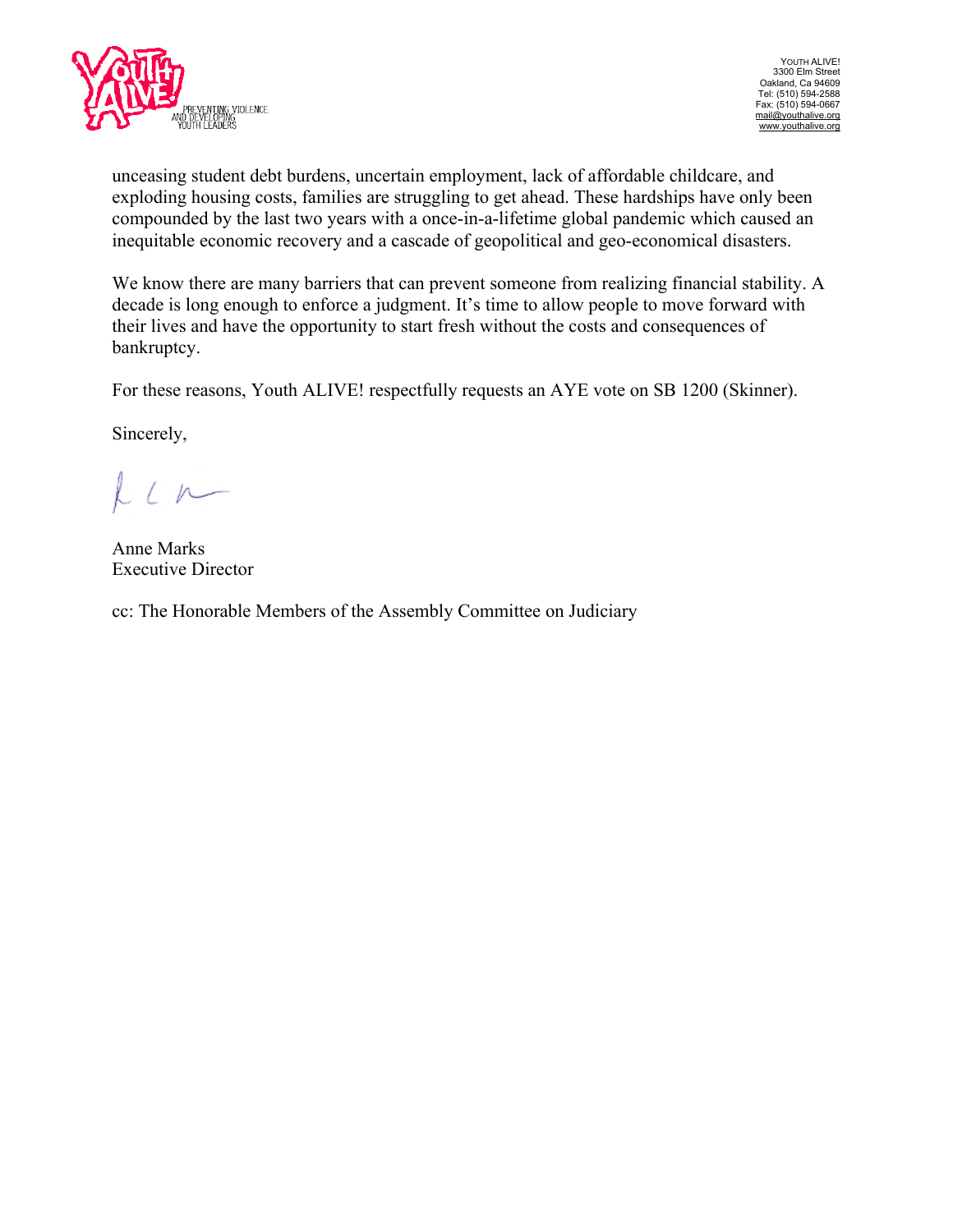YOUTH ALIVE!
3300 Elm Street
Oakland, Ca 94609
Tel: (510) 594-2588
Fax: (510) 594-0667
mail@youthalive.org
www.youthalive.org

unceasing student debt burdens, uncertain employment, lack of affordable childcare, and exploding housing costs, families are struggling to get ahead. These hardships have only been compounded by the last two years with a once-in-a-lifetime global pandemic which caused an inequitable economic recovery and a cascade of geopolitical and geo-economical disasters.

We know there are many barriers that can prevent someone from realizing financial stability. A decade is long enough to enforce a judgment. It's time to allow people to move forward with their lives and have the opportunity to start fresh without the costs and consequences of bankruptcy.

For these reasons, Youth ALIVE! respectfully requests an AYE vote on SB 1200 (Skinner).

Sincerely,

Anne Marks
Executive Director

cc: The Honorable Members of the Assembly Committee on Judiciary